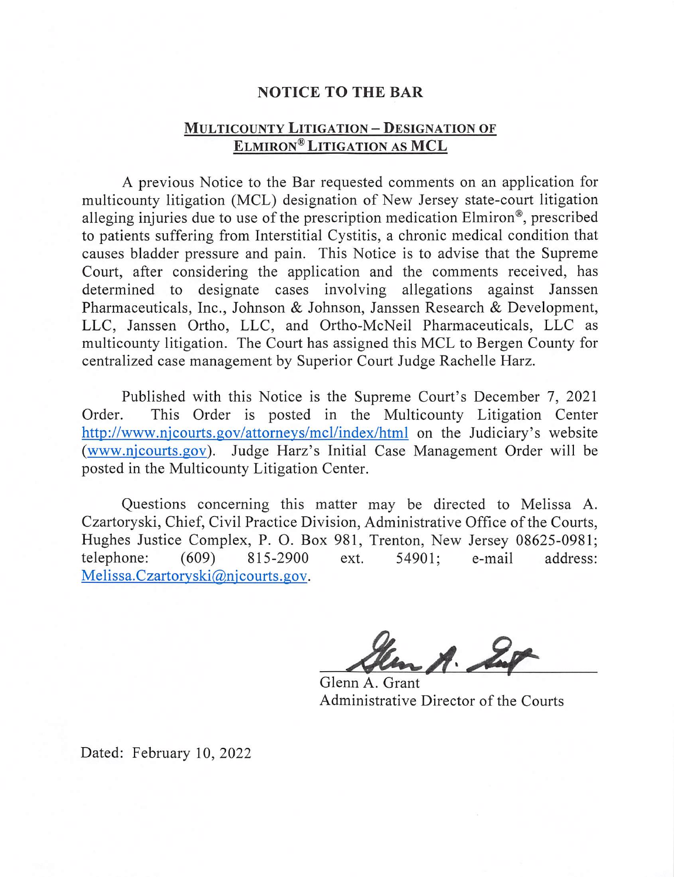# NOTICE TO THE BAR

## MULTICOUNTY LITIGATION – DESIGNATION OF ELMIRON® LITIGATION AS MCL

A previous Notice to the Bar requested comments on an application for multicounty litigation (MCL) designation of New Jersey state-court litigation alleging injuries due to use of the prescription medication Elmiron®, prescribed to patients suffering from Interstitial Cystitis, a chronic medical condition that causes bladder pressure and pain. This Notice is to advise that the Supreme Court, after considering the application and the comments received, has determined to designate cases involving allegations against Janssen Pharmaceuticals, Inc., Johnson & Johnson, Janssen Research & Development, LLC, Janssen Ortho, LLC, and Ortho-McNeil Pharmaceuticals, LLC as multicounty litigation. The Court has assigned this MCL to Bergen County for centralized case management by Superior Court Judge Rachelle Harz.

Published with this Notice is the Supreme Court's December 7, 2021 Order. This Order is posted in the Multicounty Litigation Center http://www.njcourts.gov/attorneys/mcl/index/html on the Judiciary's website (www.njcourts.gov). Judge Harz's Initial Case Management Order will be posted in the Multicounty Litigation Center.

Questions concerning this matter may be directed to Melissa A. Czartoryski, Chief, Civil Practice Division, Administrative Office of the Courts, Hughes Justice Complex, P. O. Box 981, Trenton, New Jersey 08625-0981; telephone: (609) 815-2900 ext. 54901; e-mail address: Melissa.Czartoryski@njcourts.gov.

Glenn A. Grant
Administrative Director of the Courts

Dated: February 10, 2022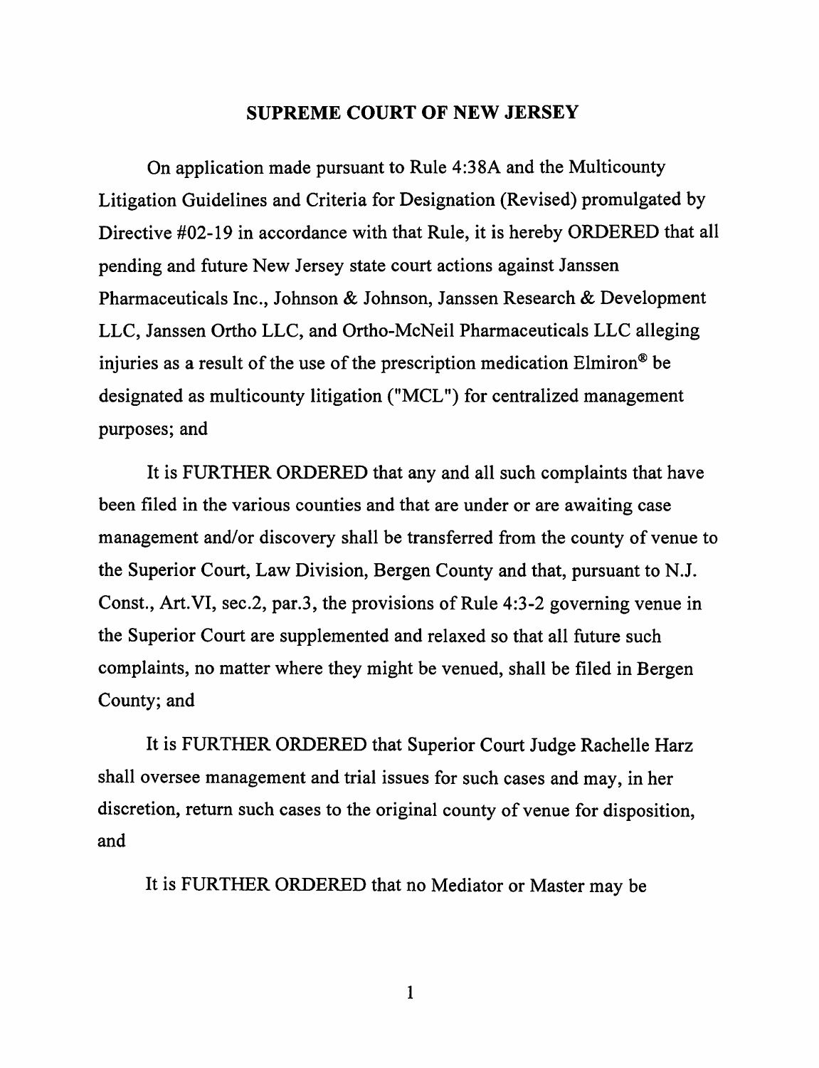## SUPREME COURT OF NEW JERSEY

On application made pursuant to Rule 4:38A and the Multicounty Litigation Guidelines and Criteria for Designation (Revised) promulgated by Directive #02-19 in accordance with that Rule, it is hereby ORDERED that all pending and future New Jersey state court actions against Janssen Pharmaceuticals Inc., Johnson & Johnson, Janssen Research & Development LLC, Janssen Ortho LLC, and Ortho-McNeil Pharmaceuticals LLC alleging injuries as a result of the use of the prescription medication Elmiron® be designated as multicounty litigation ("MCL") for centralized management purposes; and

It is FURTHER ORDERED that any and all such complaints that have been filed in the various counties and that are under or are awaiting case management and/or discovery shall be transferred from the county of venue to the Superior Court, Law Division, Bergen County and that, pursuant to N.J. Const., Art.VI, sec.2, par.3, the provisions of Rule 4:3-2 governing venue in the Superior Court are supplemented and relaxed so that all future such complaints, no matter where they might be venued, shall be filed in Bergen County; and

It is FURTHER ORDERED that Superior Court Judge Rachelle Harz shall oversee management and trial issues for such cases and may, in her discretion, return such cases to the original county of venue for disposition, and

It is FURTHER ORDERED that no Mediator or Master may be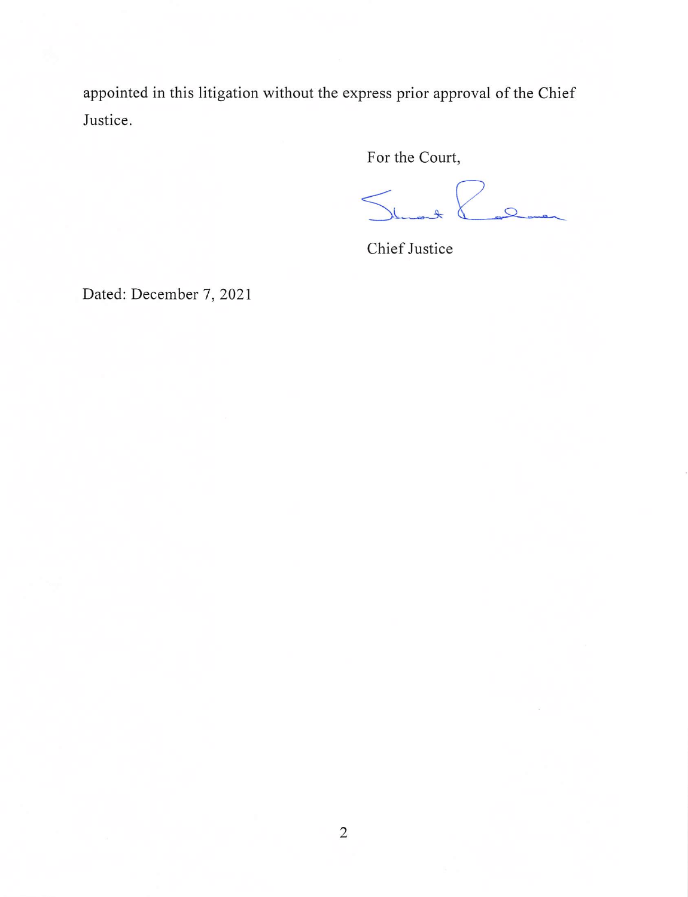appointed in this litigation without the express prior approval of the Chief Justice.

For the Court,

Chief Justice

Dated: December 7, 2021